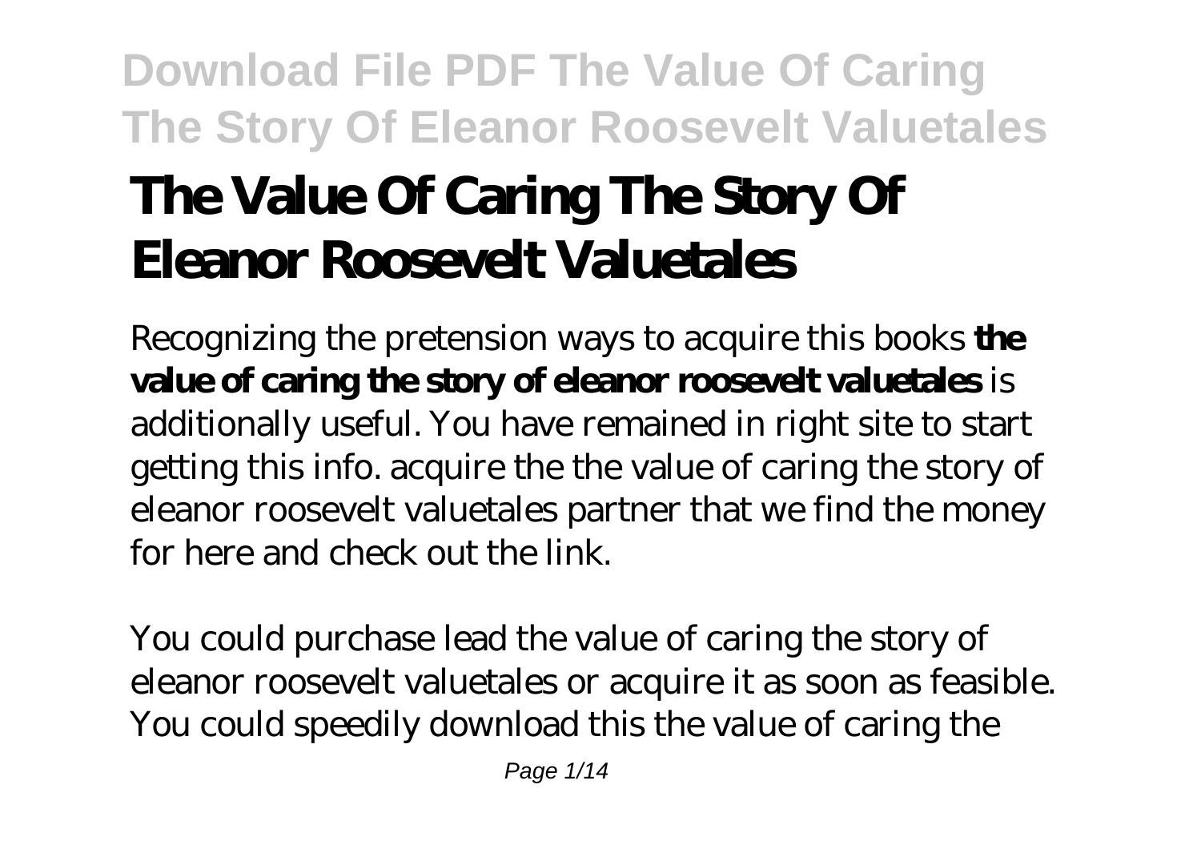# The Value Of Caring The Story Of Eleanor Roosevelt Valuetales

Recognizing the pretension ways to acquire this books **the value of caring the story of eleanor roosevelt valuetales** is additionally useful. You have remained in right site to start getting this info. acquire the the value of caring the story of eleanor roosevelt valuetales partner that we find the money for here and check out the link.

You could purchase lead the value of caring the story of eleanor roosevelt valuetales or acquire it as soon as feasible. You could speedily download this the value of caring the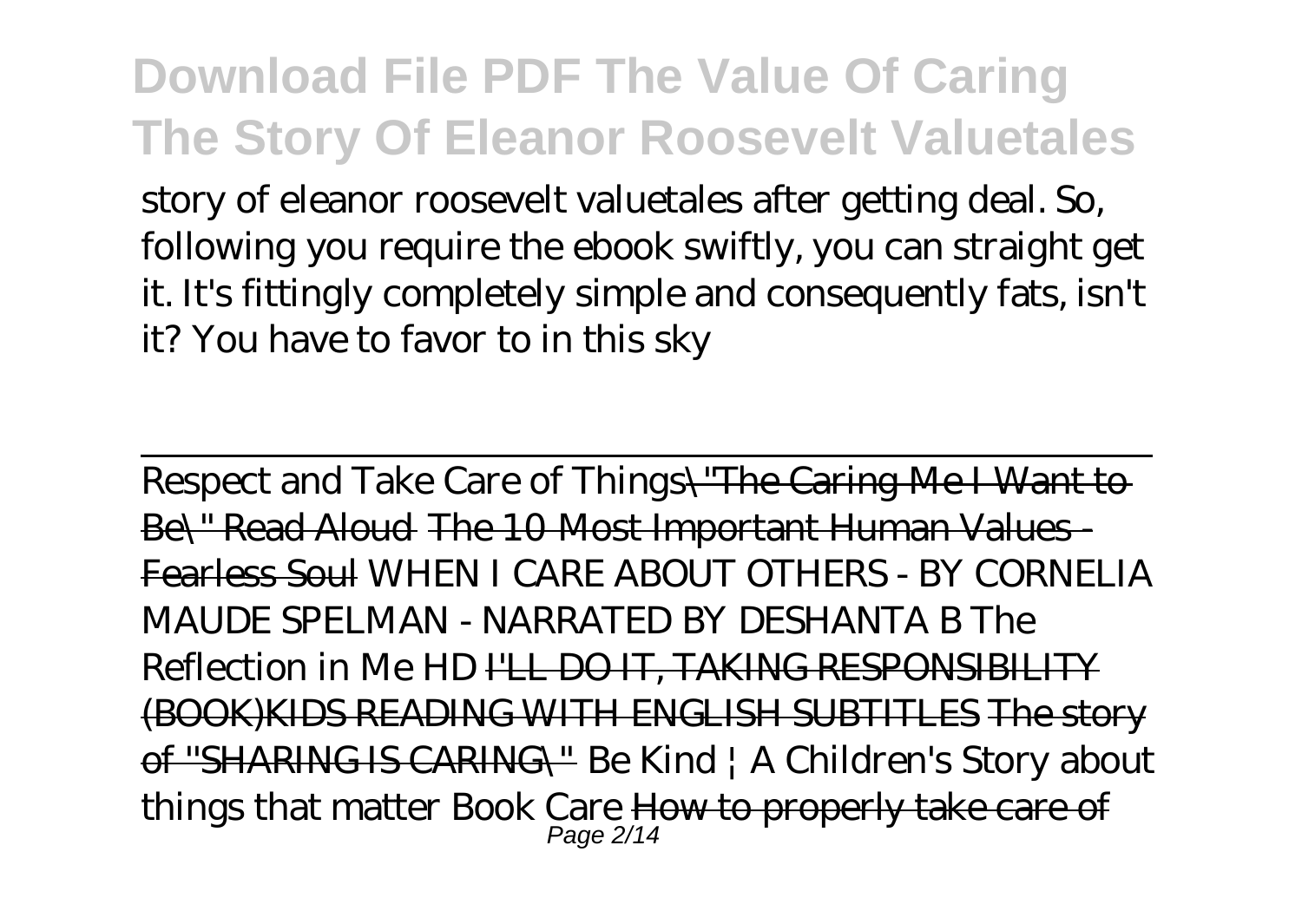story of eleanor roosevelt valuetales after getting deal. So, following you require the ebook swiftly, you can straight get it. It's fittingly completely simple and consequently fats, isn't it? You have to favor to in this sky

---

Respect and Take Care of Things~~\"The Caring Me I Want to Be\" Read Aloud~~ ~~The 10 Most Important Human Values - Fearless Soul~~ *WHEN I CARE ABOUT OTHERS - BY CORNELIA MAUDE SPELMAN - NARRATED BY DESHANTA B The Reflection in Me HD* ~~I'LL DO IT, TAKING RESPONSIBILITY (BOOK)KIDS READING WITH ENGLISH SUBTITLES~~ ~~The story of \"SHARING IS CARING\"~~ *Be Kind | A Children's Story about things that matter Book Care* ~~How to properly take care of~~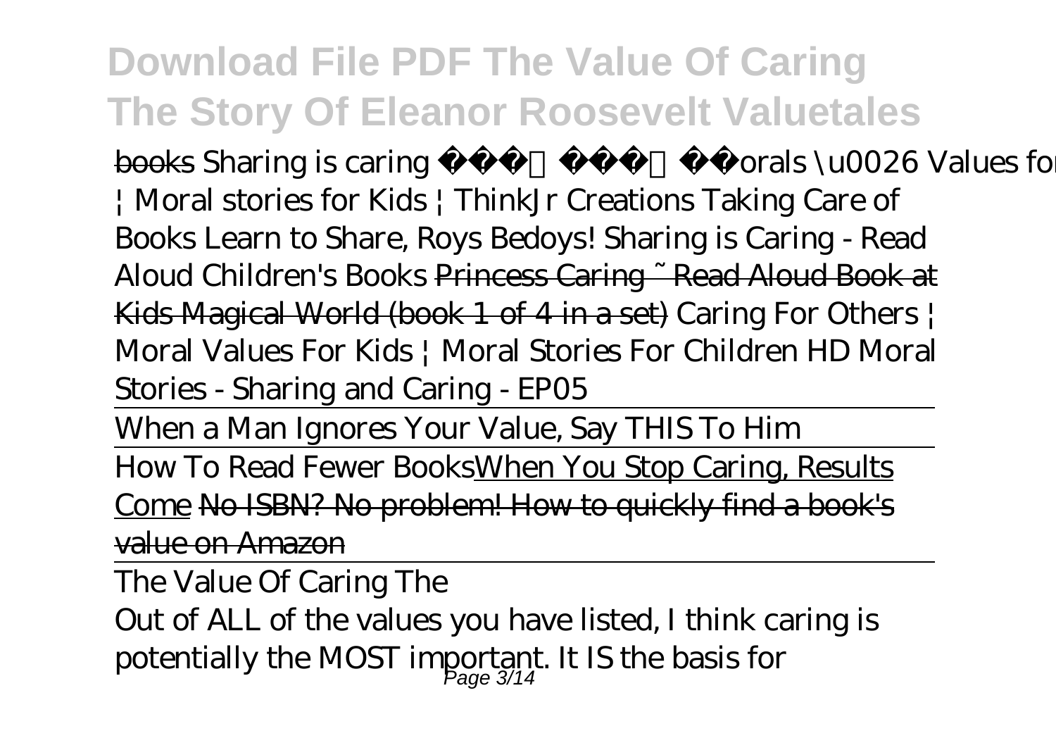books *Sharing is caring Morals \u0026 Values for Kids | Moral stories for Kids | ThinkJr Creations* *Taking Care of Books* *Learn to Share, Roys Bedoys! Sharing is Caring - Read Aloud Children's Books* ~~Princess Caring ~ Read Aloud Book at Kids Magical World (book 1 of 4 in a set)~~ *Caring For Others | Moral Values For Kids | Moral Stories For Children HD* *Moral Stories - Sharing and Caring - EP05*

When a Man Ignores Your Value, Say THIS To Him

How To Read Fewer Books When You Stop Caring, Results Come ~~No ISBN? No problem! How to quickly find a book's value on Amazon~~

The Value Of Caring The

Out of ALL of the values you have listed, I think caring is potentially the MOST important. It IS the basis for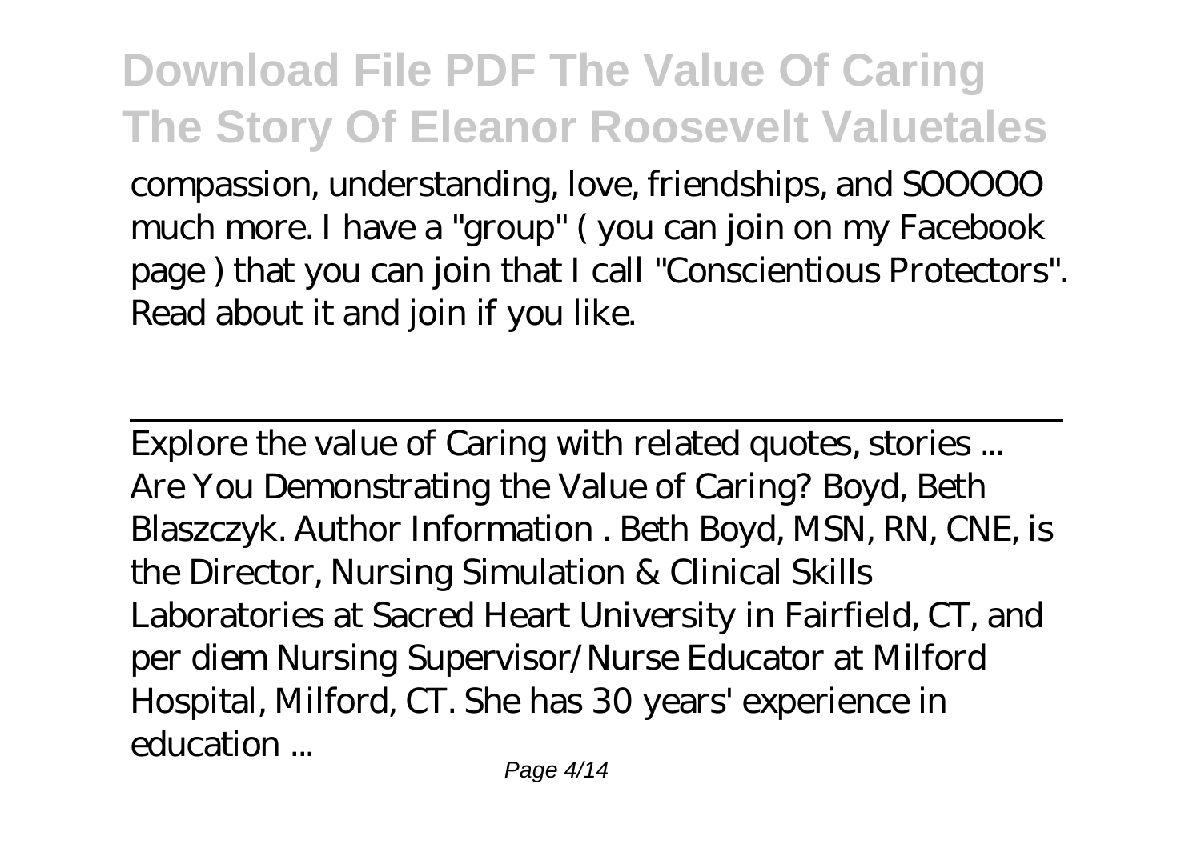compassion, understanding, love, friendships, and SOOOOO much more. I have a "group" ( you can join on my Facebook page ) that you can join that I call "Conscientious Protectors". Read about it and join if you like.

Explore the value of Caring with related quotes, stories ...

Are You Demonstrating the Value of Caring? Boyd, Beth Blaszczyk. Author Information . Beth Boyd, MSN, RN, CNE, is the Director, Nursing Simulation & Clinical Skills Laboratories at Sacred Heart University in Fairfield, CT, and per diem Nursing Supervisor/Nurse Educator at Milford Hospital, Milford, CT. She has 30 years' experience in education ...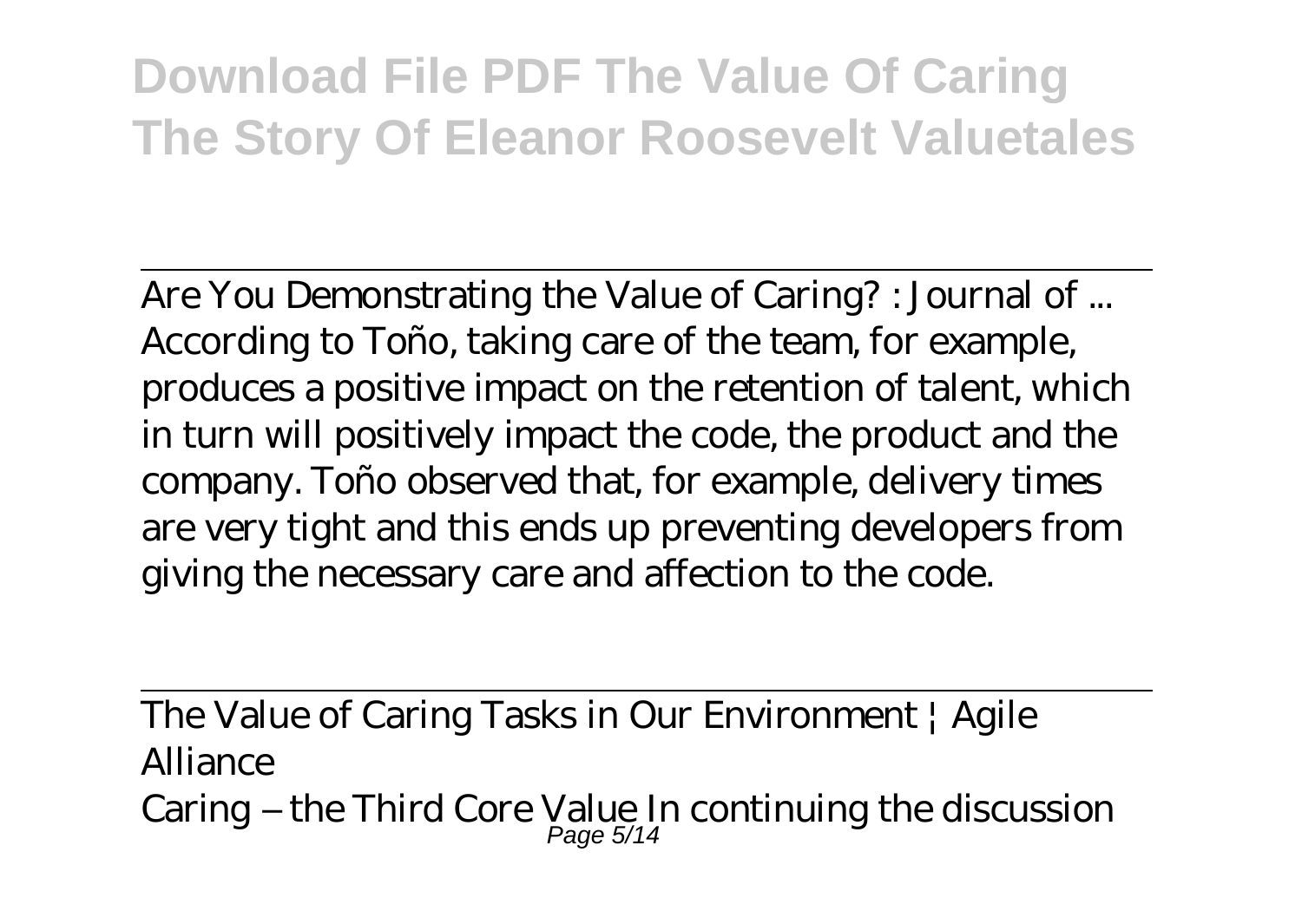Are You Demonstrating the Value of Caring? : Journal of ...

According to Toño, taking care of the team, for example, produces a positive impact on the retention of talent, which in turn will positively impact the code, the product and the company. Toño observed that, for example, delivery times are very tight and this ends up preventing developers from giving the necessary care and affection to the code.

The Value of Caring Tasks in Our Environment | Agile Alliance

Caring – the Third Core Value In continuing the discussion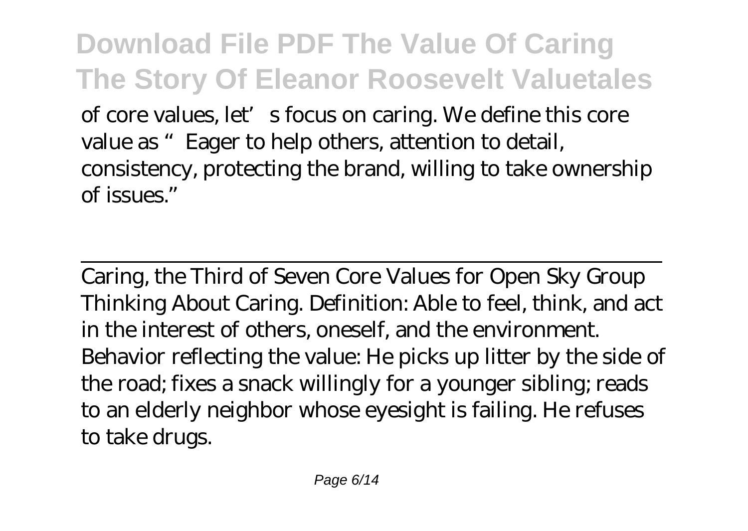of core values, let's focus on caring. We define this core value as "Eager to help others, attention to detail, consistency, protecting the brand, willing to take ownership of issues."

---

Caring, the Third of Seven Core Values for Open Sky Group
Thinking About Caring. Definition: Able to feel, think, and act in the interest of others, oneself, and the environment. Behavior reflecting the value: He picks up litter by the side of the road; fixes a snack willingly for a younger sibling; reads to an elderly neighbor whose eyesight is failing. He refuses to take drugs.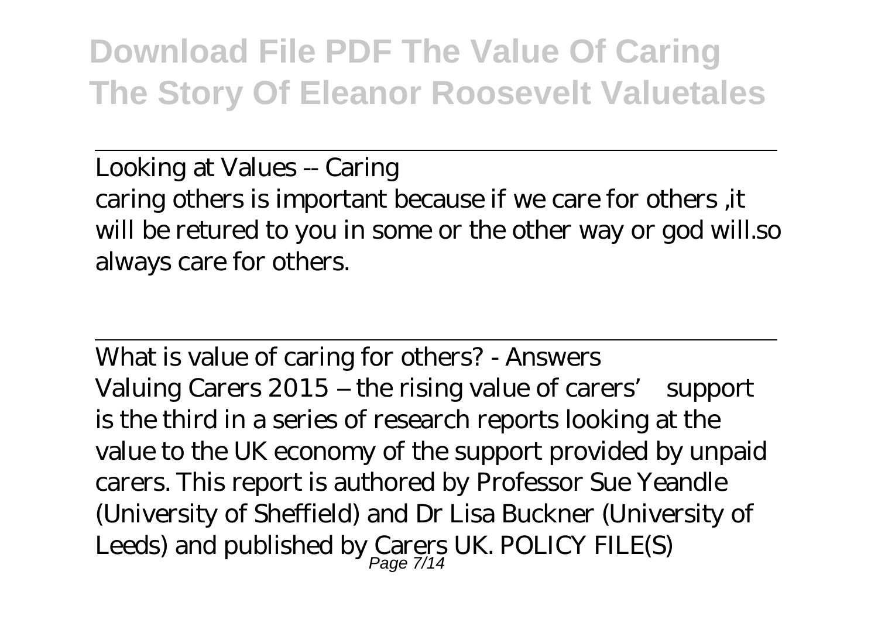Looking at Values -- Caring

caring others is important because if we care for others ,it will be retured to you in some or the other way or god will.so always care for others.

What is value of caring for others? - Answers

Valuing Carers 2015 – the rising value of carers' support is the third in a series of research reports looking at the value to the UK economy of the support provided by unpaid carers. This report is authored by Professor Sue Yeandle (University of Sheffield) and Dr Lisa Buckner (University of Leeds) and published by Carers UK. POLICY FILE(S)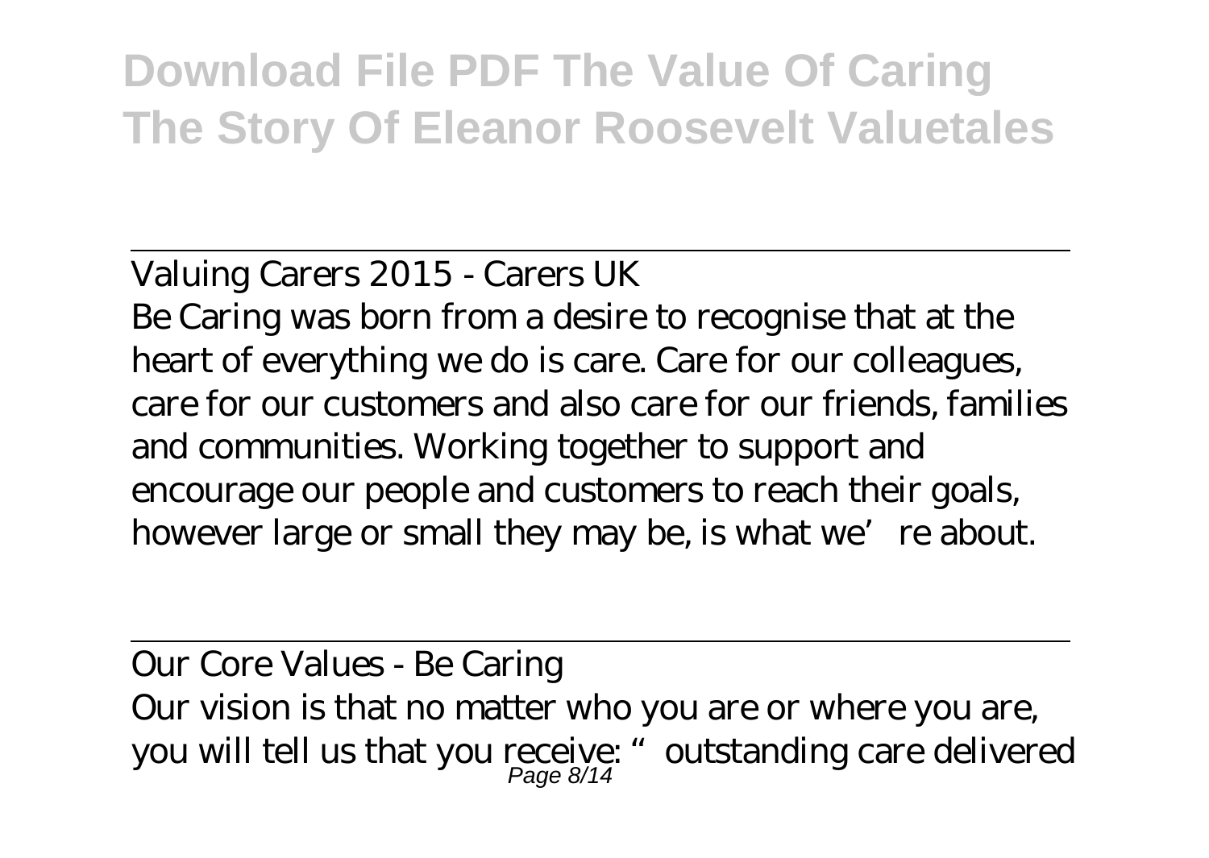Valuing Carers 2015 - Carers UK

Be Caring was born from a desire to recognise that at the heart of everything we do is care. Care for our colleagues, care for our customers and also care for our friends, families and communities. Working together to support and encourage our people and customers to reach their goals, however large or small they may be, is what we're about.

Our Core Values - Be Caring

Our vision is that no matter who you are or where you are, you will tell us that you receive: "outstanding care delivered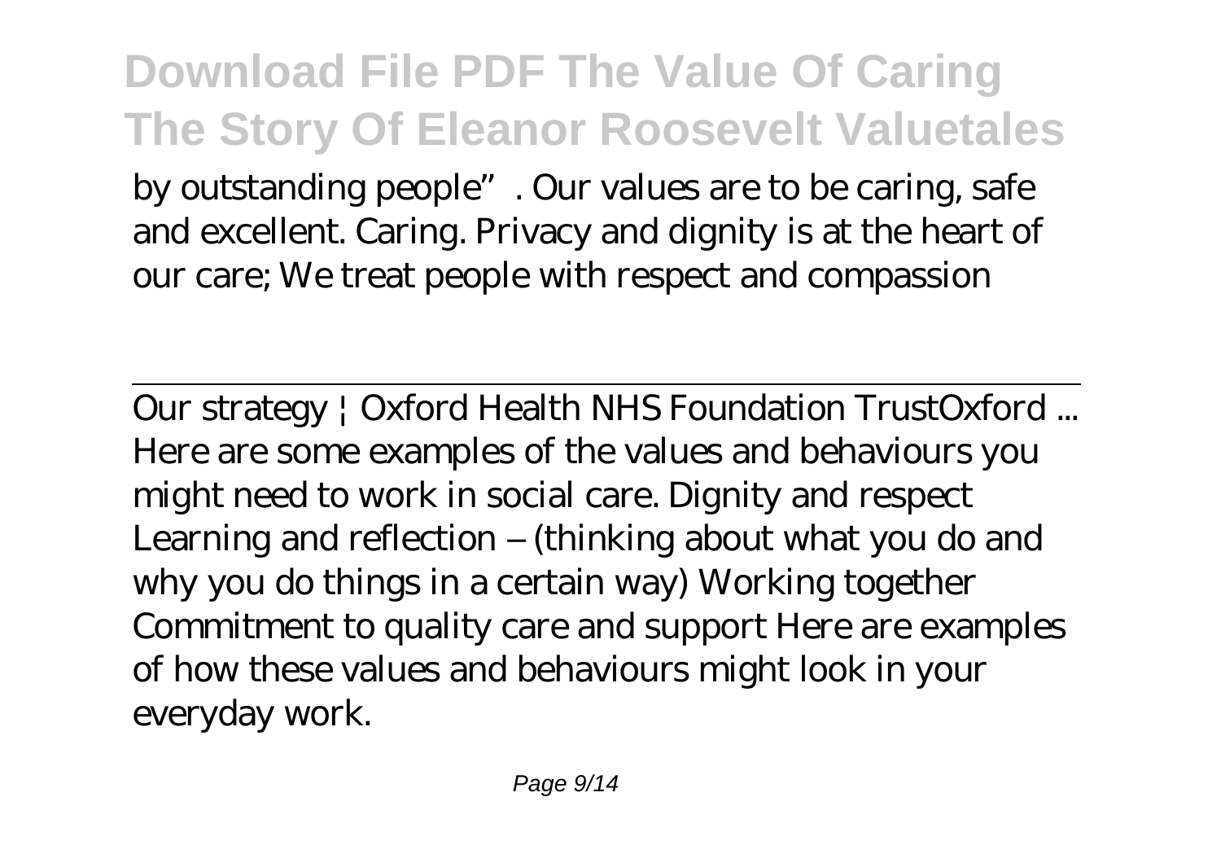by outstanding people". Our values are to be caring, safe and excellent. Caring. Privacy and dignity is at the heart of our care; We treat people with respect and compassion

Our strategy | Oxford Health NHS Foundation TrustOxford ...

Here are some examples of the values and behaviours you might need to work in social care. Dignity and respect Learning and reflection – (thinking about what you do and why you do things in a certain way) Working together Commitment to quality care and support Here are examples of how these values and behaviours might look in your everyday work.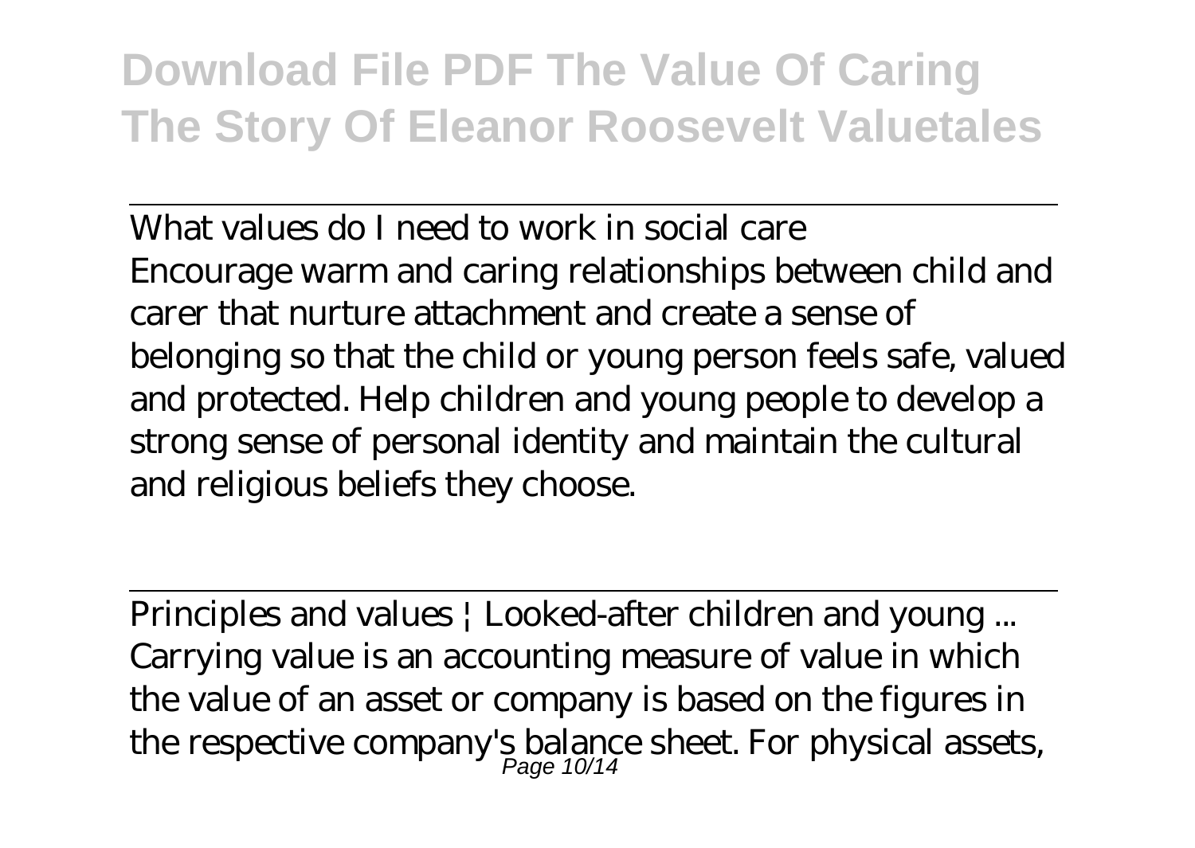What values do I need to work in social care
Encourage warm and caring relationships between child and carer that nurture attachment and create a sense of belonging so that the child or young person feels safe, valued and protected. Help children and young people to develop a strong sense of personal identity and maintain the cultural and religious beliefs they choose.

Principles and values | Looked-after children and young ...
Carrying value is an accounting measure of value in which the value of an asset or company is based on the figures in the respective company's balance sheet. For physical assets,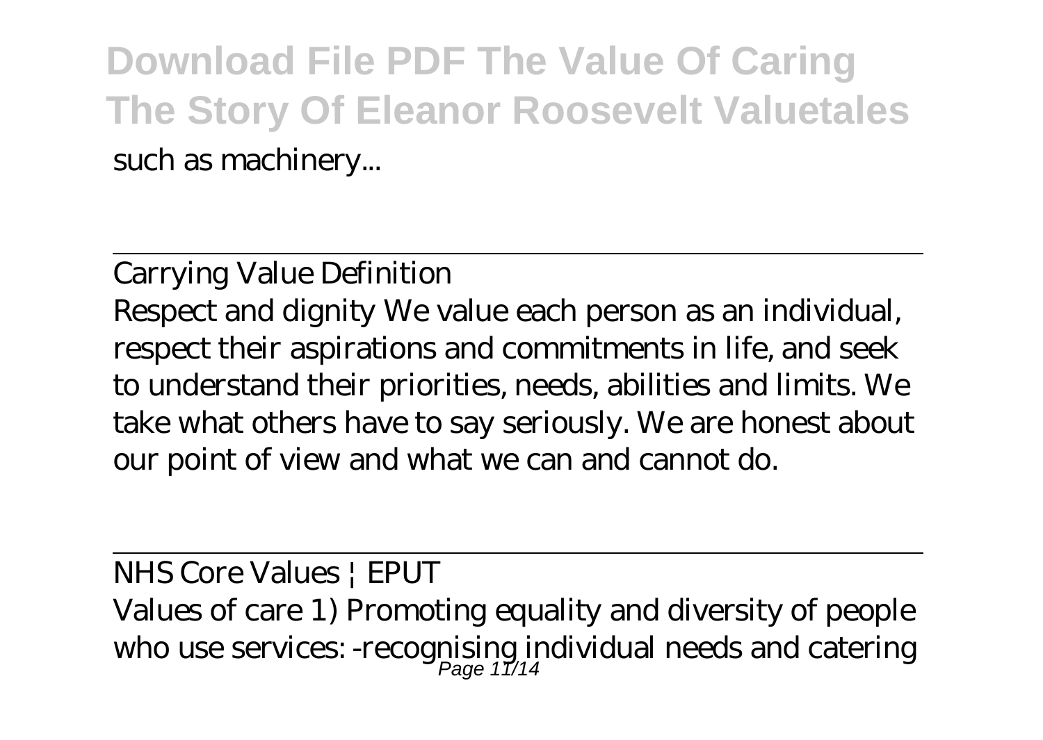such as machinery...

Carrying Value Definition

Respect and dignity We value each person as an individual, respect their aspirations and commitments in life, and seek to understand their priorities, needs, abilities and limits. We take what others have to say seriously. We are honest about our point of view and what we can and cannot do.

NHS Core Values | EPUT

Values of care 1) Promoting equality and diversity of people who use services: -recognising individual needs and catering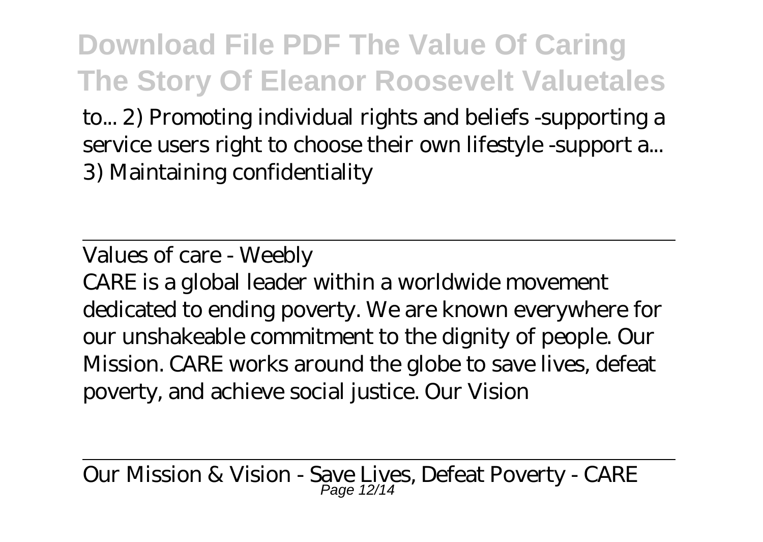to... 2) Promoting individual rights and beliefs -supporting a service users right to choose their own lifestyle -support a... 3) Maintaining confidentiality

Values of care - Weebly

CARE is a global leader within a worldwide movement dedicated to ending poverty. We are known everywhere for our unshakeable commitment to the dignity of people. Our Mission. CARE works around the globe to save lives, defeat poverty, and achieve social justice. Our Vision

Our Mission & Vision - Save Lives, Defeat Poverty - CARE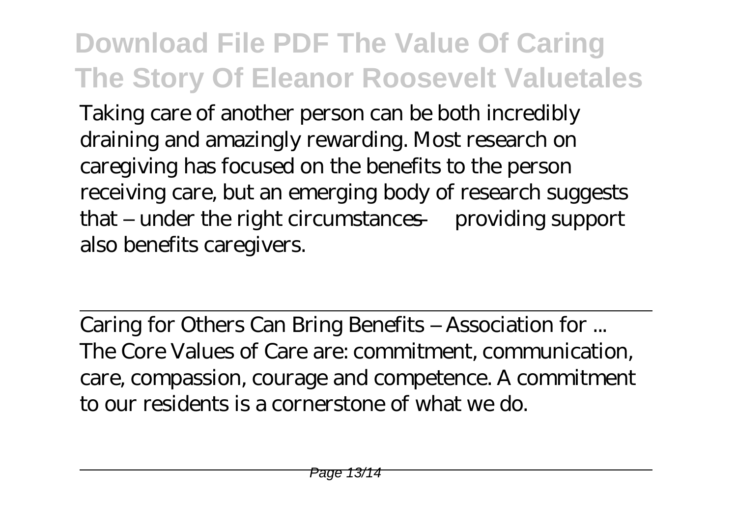Taking care of another person can be both incredibly draining and amazingly rewarding. Most research on caregiving has focused on the benefits to the person receiving care, but an emerging body of research suggests that – under the right circumstances — providing support also benefits caregivers.

---

Caring for Others Can Bring Benefits – Association for ...

The Core Values of Care are: commitment, communication, care, compassion, courage and competence. A commitment to our residents is a cornerstone of what we do.

---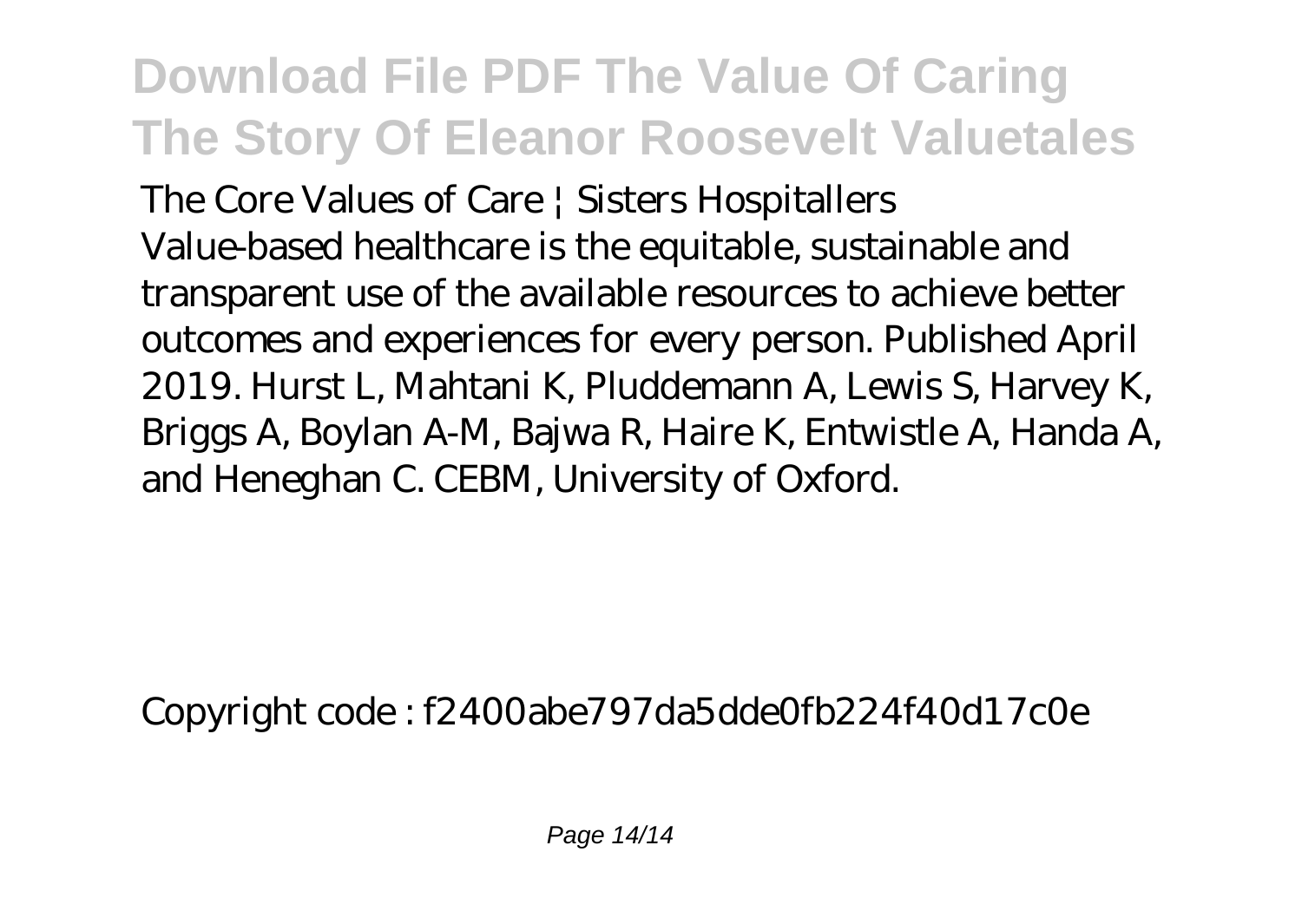The Core Values of Care | Sisters Hospitallers

Value-based healthcare is the equitable, sustainable and transparent use of the available resources to achieve better outcomes and experiences for every person. Published April 2019. Hurst L, Mahtani K, Pluddemann A, Lewis S, Harvey K, Briggs A, Boylan A-M, Bajwa R, Haire K, Entwistle A, Handa A, and Heneghan C. CEBM, University of Oxford.

Copyright code : f2400abe797da5dde0fb224f40d17c0e